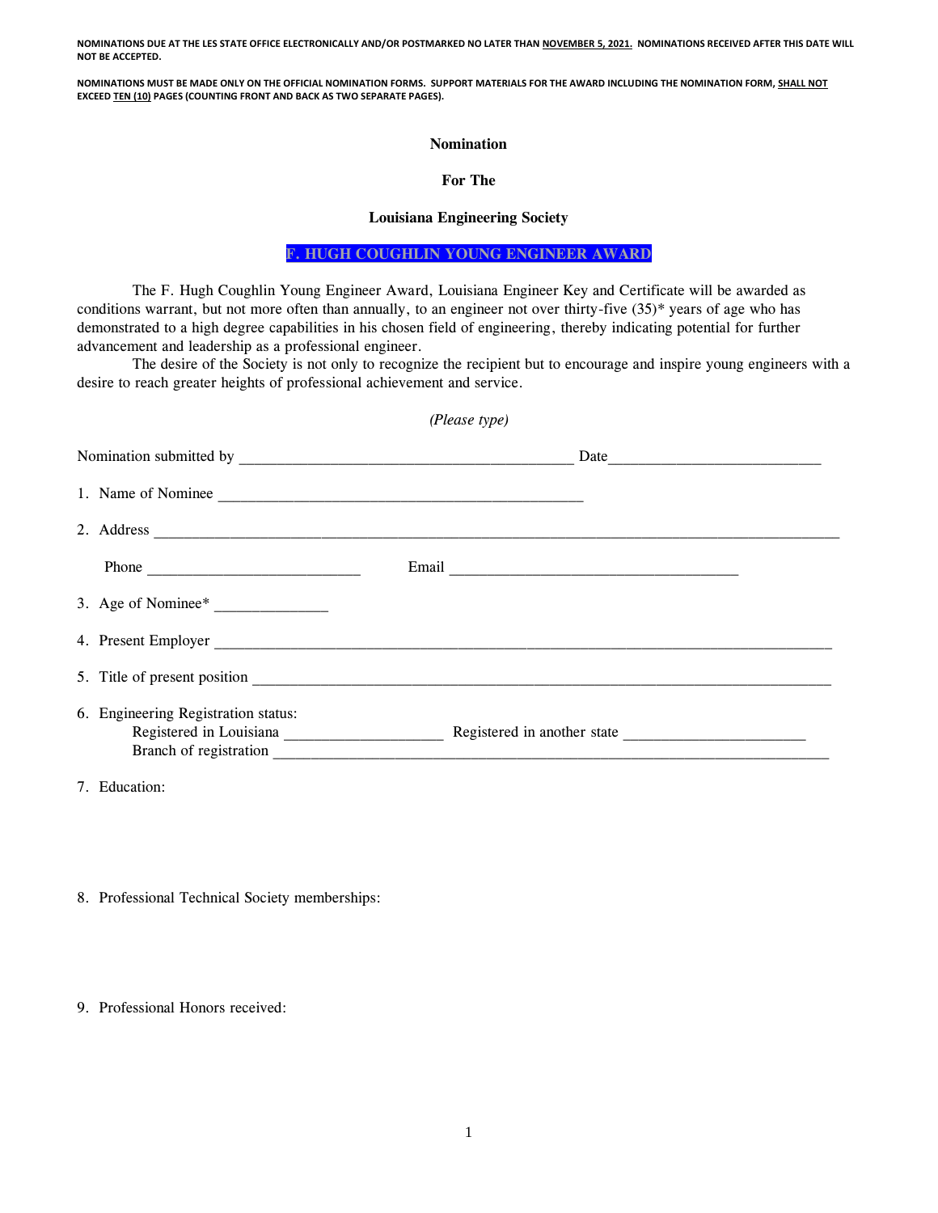**NOMINATIONS DUE AT THE LES STATE OFFICE ELECTRONICALLY AND/OR POSTMARKED NO LATER THAN NOVEMBER 5, 2021. NOMINATIONS RECEIVED AFTER THIS DATE WILL NOT BE ACCEPTED.**

**NOMINATIONS MUST BE MADE ONLY ON THE OFFICIAL NOMINATION FORMS. SUPPORT MATERIALS FOR THE AWARD INCLUDING THE NOMINATION FORM, SHALL NOT EXCEED TEN (10) PAGES (COUNTING FRONT AND BACK AS TWO SEPARATE PAGES).**

**Nomination**

**For The**

**Louisiana Engineering Society**

**F. HUGH COUGHLIN YOUNG ENGINEER AWARD**

The F. Hugh Coughlin Young Engineer Award, Louisiana Engineer Key and Certificate will be awarded as conditions warrant, but not more often than annually, to an engineer not over thirty-five (35)* years of age who has demonstrated to a high degree capabilities in his chosen field of engineering, thereby indicating potential for further advancement and leadership as a professional engineer.

The desire of the Society is not only to recognize the recipient but to encourage and inspire young engineers with a desire to reach greater heights of professional achievement and service.

*(Please type)*

Nomination submitted by ________________________________________ Date__________________________

1. Name of Nominee ____________________________________________

2. Address ____________________________________________________________________________________

   Phone __________________________ Email ___________________________________

3. Age of Nominee* ______________

4. Present Employer ______________________________________________________________________________

5. Title of present position ________________________________________________________________________

6. Engineering Registration status:
   Registered in Louisiana ___________________ Registered in another state ______________________
   Branch of registration _______________________________________________________________________

7. Education:

8. Professional Technical Society memberships:

9. Professional Honors received: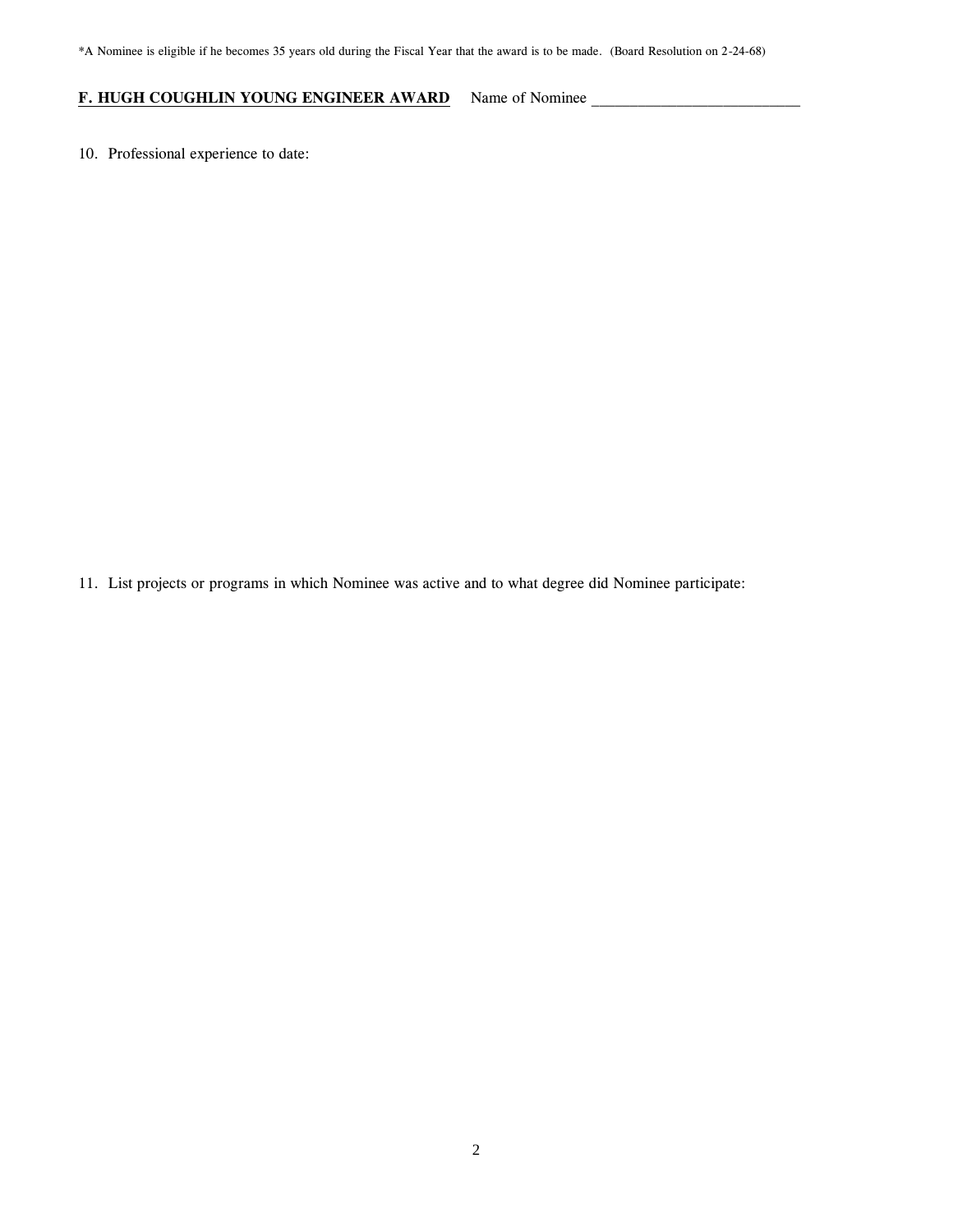*A Nominee is eligible if he becomes 35 years old during the Fiscal Year that the award is to be made. (Board Resolution on 2-24-68)

**<u>F. HUGH COUGHLIN YOUNG ENGINEER AWARD</u>** Name of Nominee ___________________________

10. Professional experience to date:

11. List projects or programs in which Nominee was active and to what degree did Nominee participate: